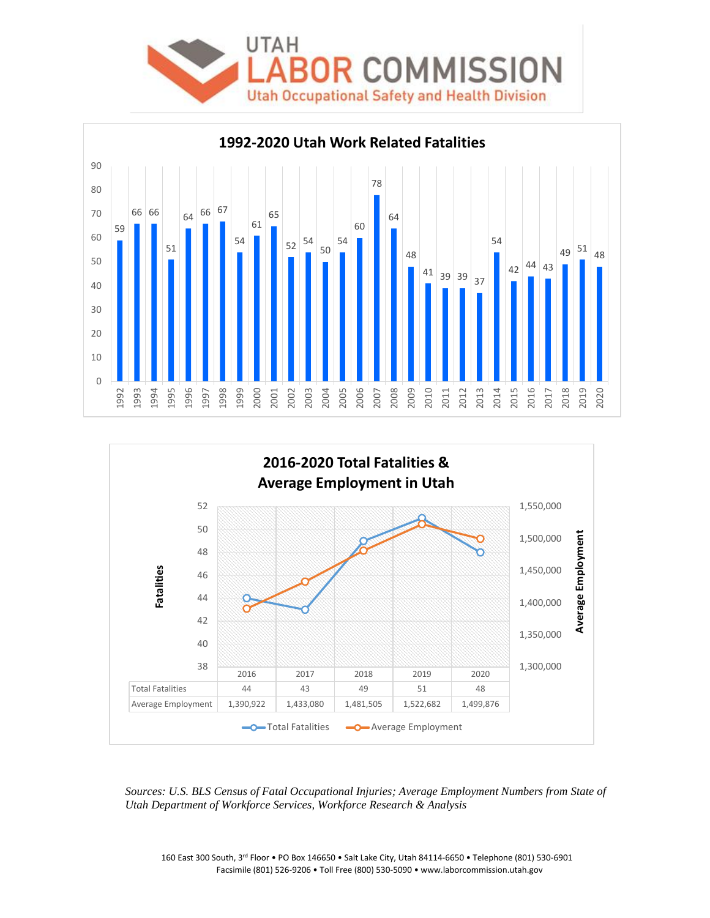# UTAH LABOR COMMISSION

## Utah Occupational Safety and Health Division

### 1992-2020 Utah Work Related Fatalities

| Year | Fatalities |
|---|---|
| 1992 | 59 |
| 1993 | 66 |
| 1994 | 66 |
| 1995 | 51 |
| 1996 | 64 |
| 1997 | 66 |
| 1998 | 67 |
| 1999 | 54 |
| 2000 | 61 |
| 2001 | 65 |
| 2002 | 52 |
| 2003 | 54 |
| 2004 | 50 |
| 2005 | 54 |
| 2006 | 60 |
| 2007 | 78 |
| 2008 | 64 |
| 2009 | 48 |
| 2010 | 41 |
| 2011 | 39 |
| 2012 | 39 |
| 2013 | 37 |
| 2014 | 54 |
| 2015 | 42 |
| 2016 | 44 |
| 2017 | 43 |
| 2018 | 49 |
| 2019 | 51 |
| 2020 | 48 |

### 2016-2020 Total Fatalities & Average Employment in Utah

| | 2016 | 2017 | 2018 | 2019 | 2020 |
|---|---|---|---|---|---|
| Total Fatalities | 44 | 43 | 49 | 51 | 48 |
| Average Employment | 1,390,922 | 1,433,080 | 1,481,505 | 1,522,682 | 1,499,876 |

*Sources: U.S. BLS Census of Fatal Occupational Injuries; Average Employment Numbers from State of Utah Department of Workforce Services, Workforce Research & Analysis*

160 East 300 South, 3rd Floor • PO Box 146650 • Salt Lake City, Utah 84114-6650 • Telephone (801) 530-6901
Facsimile (801) 526-9206 • Toll Free (800) 530-5090 • www.laborcommission.utah.gov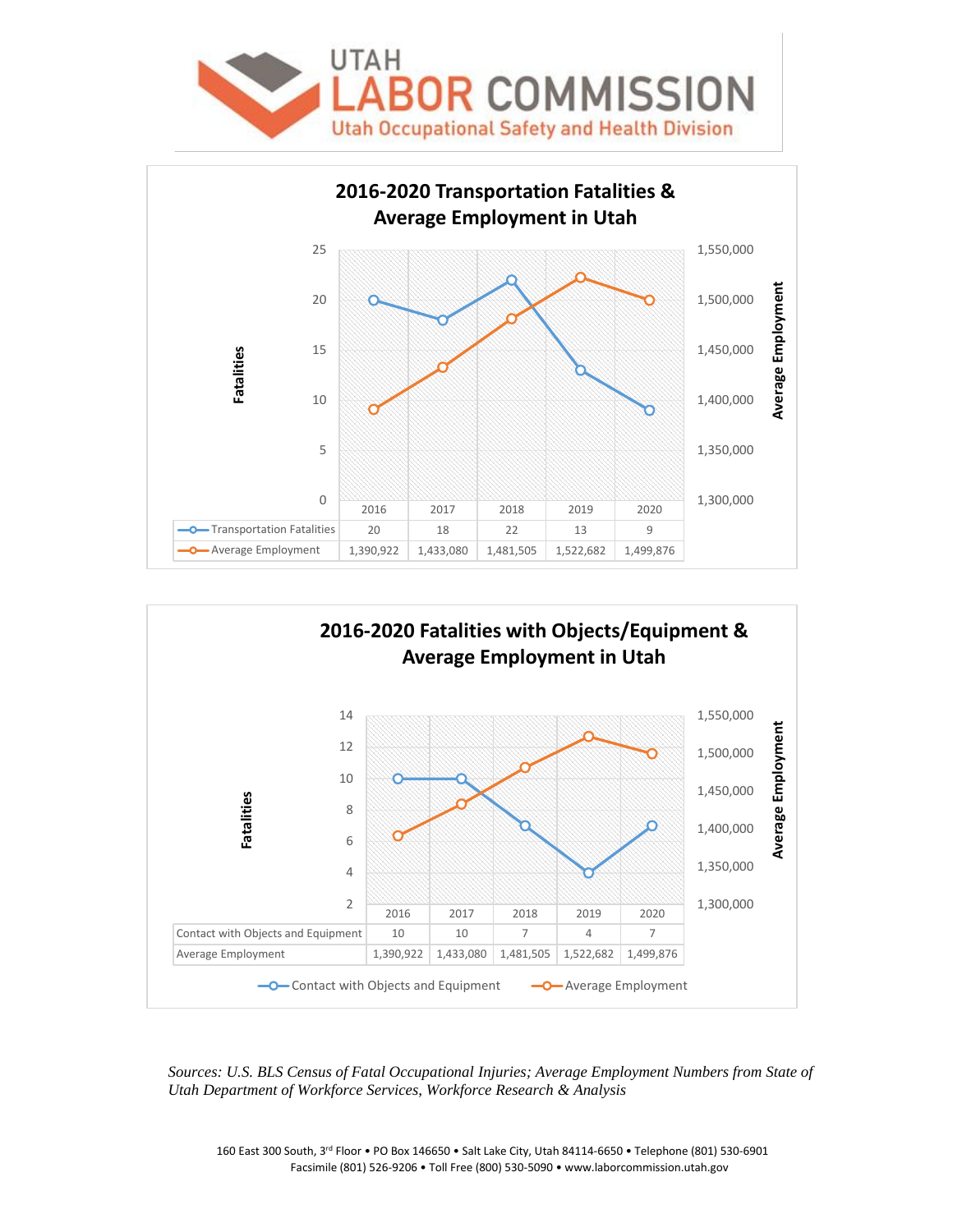# UTAH LABOR COMMISSION
## Utah Occupational Safety and Health Division

### 2016-2020 Transportation Fatalities & Average Employment in Utah

| | 2016 | 2017 | 2018 | 2019 | 2020 |
|---|---|---|---|---|---|
| Transportation Fatalities | 20 | 18 | 22 | 13 | 9 |
| Average Employment | 1,390,922 | 1,433,080 | 1,481,505 | 1,522,682 | 1,499,876 |

### 2016-2020 Fatalities with Objects/Equipment & Average Employment in Utah

| | 2016 | 2017 | 2018 | 2019 | 2020 |
|---|---|---|---|---|---|
| Contact with Objects and Equipment | 10 | 10 | 7 | 4 | 7 |
| Average Employment | 1,390,922 | 1,433,080 | 1,481,505 | 1,522,682 | 1,499,876 |

*Sources: U.S. BLS Census of Fatal Occupational Injuries; Average Employment Numbers from State of Utah Department of Workforce Services, Workforce Research & Analysis*

160 East 300 South, 3rd Floor • PO Box 146650 • Salt Lake City, Utah 84114-6650 • Telephone (801) 530-6901
Facsimile (801) 526-9206 • Toll Free (800) 530-5090 • www.laborcommission.utah.gov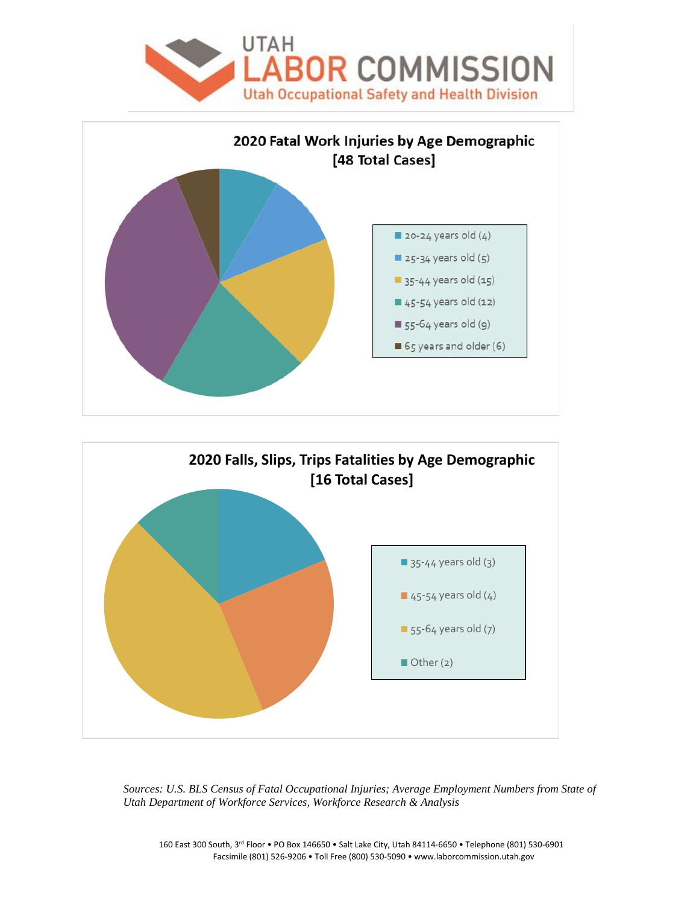**2020 Fatal Work Injuries by Age Demographic [48 Total Cases]**

- 20-24 years old (4)
- 25-34 years old (5)
- 35-44 years old (15)
- 45-54 years old (12)
- 55-64 years old (9)
- 65 years and older (6)

**2020 Falls, Slips, Trips Fatalities by Age Demographic [16 Total Cases]**

- 35-44 years old (3)
- 45-54 years old (4)
- 55-64 years old (7)
- Other (2)

*Sources: U.S. BLS Census of Fatal Occupational Injuries; Average Employment Numbers from State of Utah Department of Workforce Services, Workforce Research & Analysis*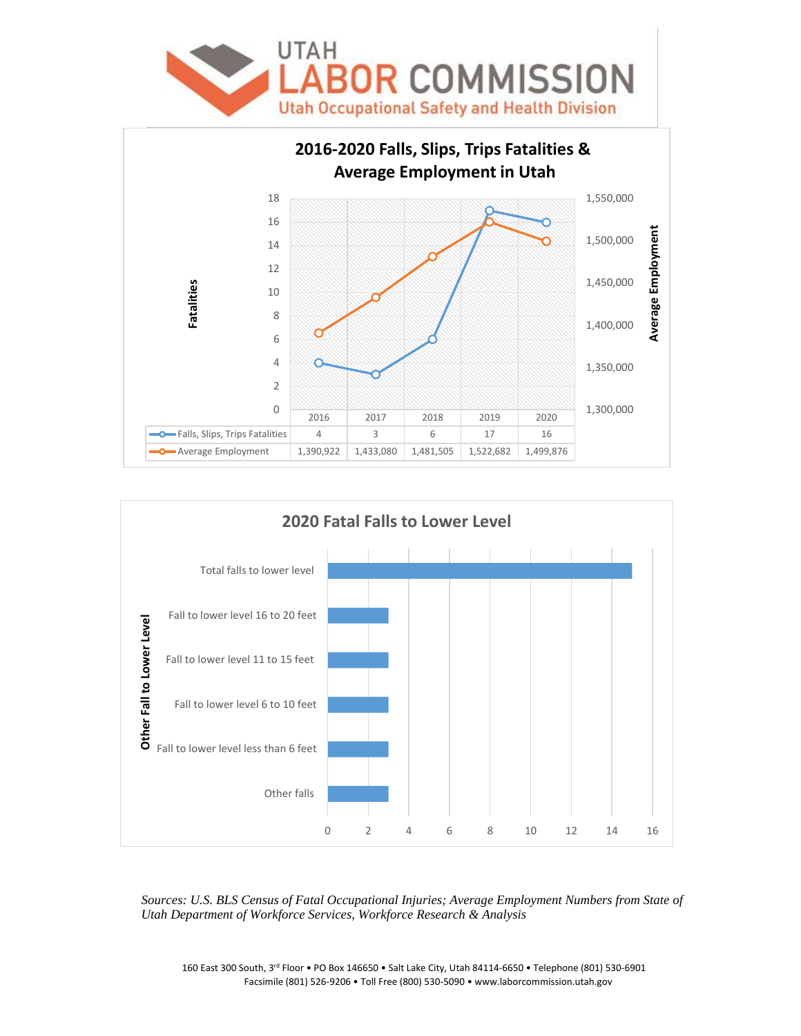# UTAH LABOR COMMISSION

Utah Occupational Safety and Health Division

## 2016-2020 Falls, Slips, Trips Fatalities & Average Employment in Utah

Fatalities

18
16
14
12
10
8
6
4
2
0

Average Employment

1,550,000
1,500,000
1,450,000
1,400,000
1,350,000
1,300,000

| | 2016 | 2017 | 2018 | 2019 | 2020 |
|---|---|---|---|---|---|
| Falls, Slips, Trips Fatalities | 4 | 3 | 6 | 17 | 16 |
| Average Employment | 1,390,922 | 1,433,080 | 1,481,505 | 1,522,682 | 1,499,876 |

## 2020 Fatal Falls to Lower Level

Other Fall to Lower Level

Total falls to lower level
Fall to lower level 16 to 20 feet
Fall to lower level 11 to 15 feet
Fall to lower level 6 to 10 feet
Fall to lower level less than 6 feet
Other falls

0 2 4 6 8 10 12 14 16

*Sources: U.S. BLS Census of Fatal Occupational Injuries; Average Employment Numbers from State of Utah Department of Workforce Services, Workforce Research & Analysis*